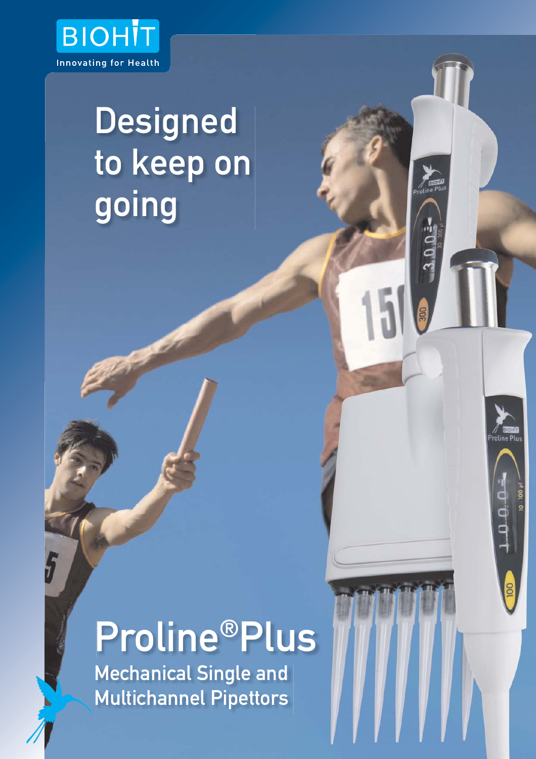BIOHIT

Innovating for Health

# Designed to keep on going

# Proline®Plus

## Mechanical Single and Multichannel Pipettors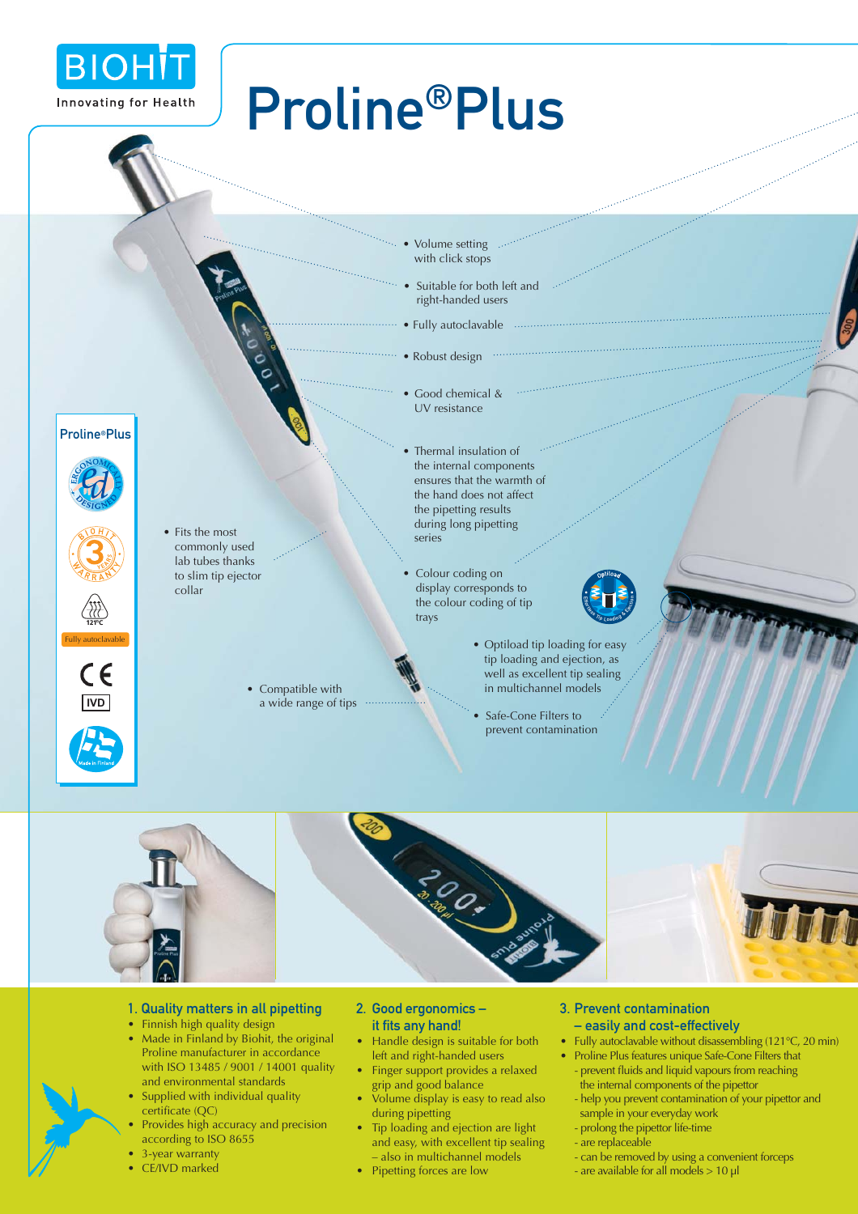BIOHIT

Innovating for Health

# Proline®Plus

- Volume setting with click stops
- Suitable for both left and right-handed users
- Fully autoclavable
- Robust design
- Good chemical & UV resistance
- Thermal insulation of the internal components ensures that the warmth of the hand does not affect the pipetting results during long pipetting series
- Colour coding on display corresponds to the colour coding of tip trays
- Optiload tip loading for easy tip loading and ejection, as well as excellent tip sealing in multichannel models
- Safe-Cone Filters to prevent contamination
- Fits the most commonly used lab tubes thanks to slim tip ejector collar
- Compatible with a wide range of tips

Proline®Plus

Fully autoclavable

IVD

## 1. Quality matters in all pipetting

- Finnish high quality design
- Made in Finland by Biohit, the original Proline manufacturer in accordance with ISO 13485 / 9001 / 14001 quality and environmental standards
- Supplied with individual quality certificate (QC)
- Provides high accuracy and precision according to ISO 8655
- 3-year warranty
- CE/IVD marked

## 2. Good ergonomics – it fits any hand!

- Handle design is suitable for both left and right-handed users
- Finger support provides a relaxed grip and good balance
- Volume display is easy to read also during pipetting
- Tip loading and ejection are light and easy, with excellent tip sealing – also in multichannel models
- Pipetting forces are low

## 3. Prevent contamination – easily and cost-effectively

- Fully autoclavable without disassembling (121°C, 20 min)
- Proline Plus features unique Safe-Cone Filters that
  - prevent fluids and liquid vapours from reaching the internal components of the pipettor
  - help you prevent contamination of your pipettor and sample in your everyday work
  - prolong the pipettor life-time
  - are replaceable
  - can be removed by using a convenient forceps
  - are available for all models > 10 µl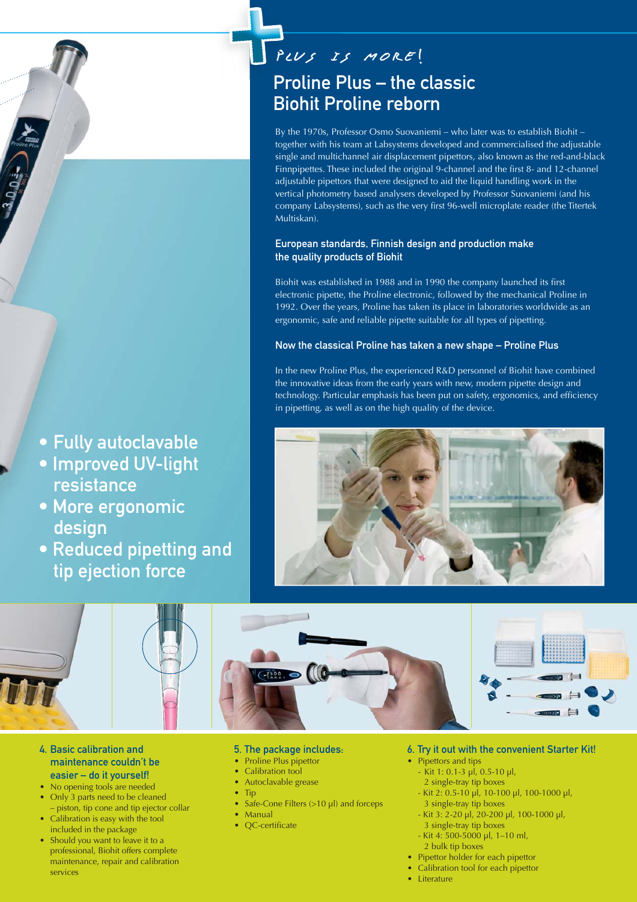*PLUS IS MORE!*

## Proline Plus – the classic Biohit Proline reborn

By the 1970s, Professor Osmo Suovaniemi – who later was to establish Biohit – together with his team at Labsystems developed and commercialised the adjustable single and multichannel air displacement pipettors, also known as the red-and-black Finnpipettes. These included the original 9-channel and the first 8- and 12-channel adjustable pipettors that were designed to aid the liquid handling work in the vertical photometry based analysers developed by Professor Suovaniemi (and his company Labsystems), such as the very first 96-well microplate reader (the Titertek Multiskan).

### European standards, Finnish design and production make the quality products of Biohit

Biohit was established in 1988 and in 1990 the company launched its first electronic pipette, the Proline electronic, followed by the mechanical Proline in 1992. Over the years, Proline has taken its place in laboratories worldwide as an ergonomic, safe and reliable pipette suitable for all types of pipetting.

### Now the classical Proline has taken a new shape – Proline Plus

In the new Proline Plus, the experienced R&D personnel of Biohit have combined the innovative ideas from the early years with new, modern pipette design and technology. Particular emphasis has been put on safety, ergonomics, and efficiency in pipetting, as well as on the high quality of the device.

- **Fully autoclavable**
- **Improved UV-light resistance**
- **More ergonomic design**
- **Reduced pipetting and tip ejection force**

### 4. Basic calibration and maintenance couldn't be easier – do it yourself!

- No opening tools are needed
- Only 3 parts need to be cleaned – piston, tip cone and tip ejector collar
- Calibration is easy with the tool included in the package
- Should you want to leave it to a professional, Biohit offers complete maintenance, repair and calibration services

### 5. The package includes:

- Proline Plus pipettor
- Calibration tool
- Autoclavable grease
- Tip
- Safe-Cone Filters (>10 µl) and forceps
- Manual
- QC-certificate

### 6. Try it out with the convenient Starter Kit!

- Pipettors and tips
  - Kit 1: 0.1-3 µl, 0.5-10 µl, 2 single-tray tip boxes
  - Kit 2: 0.5-10 µl, 10-100 µl, 100-1000 µl, 3 single-tray tip boxes
  - Kit 3: 2-20 µl, 20-200 µl, 100-1000 µl, 3 single-tray tip boxes
  - Kit 4: 500-5000 µl, 1–10 ml, 2 bulk tip boxes
- Pipettor holder for each pipettor
- Calibration tool for each pipettor
- Literature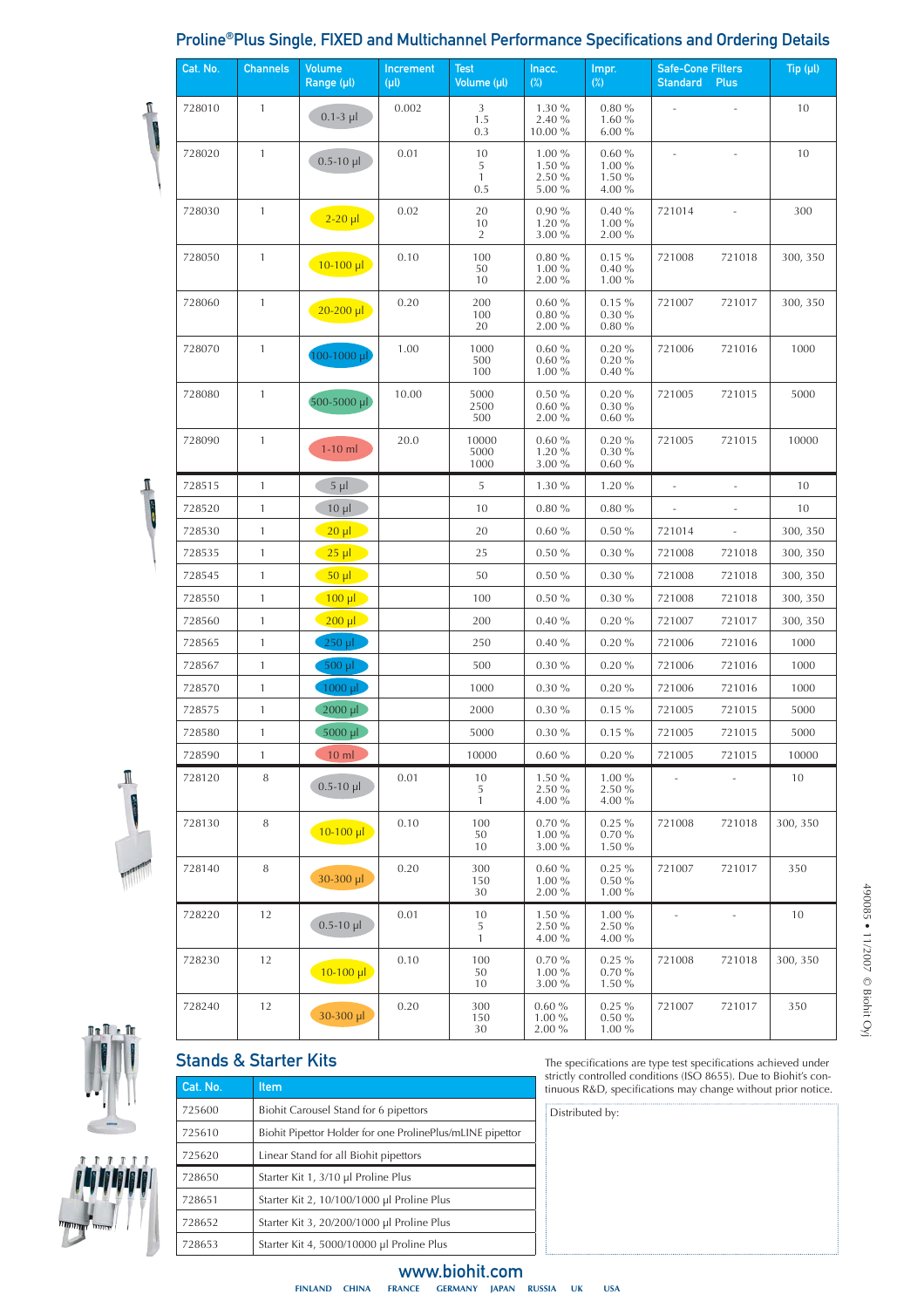## Proline®Plus Single, FIXED and Multichannel Performance Specifications and Ordering Details

| Cat. No. | Channels | Volume Range (µl) | Increment (µl) | Test Volume (µl) | Inacc. (%) | Impr. (%) | Safe-Cone Filters Standard | Safe-Cone Filters Plus | Tip (µl) |
|---|---|---|---|---|---|---|---|---|---|
| 728010 | 1 | 0.1-3 µl | 0.002 | 3<br>1.5<br>0.3 | 1.30 %<br>2.40 %<br>10.00 % | 0.80 %<br>1.60 %<br>6.00 % | - | - | 10 |
| 728020 | 1 | 0.5-10 µl | 0.01 | 10<br>5<br>1<br>0.5 | 1.00 %<br>1.50 %<br>2.50 %<br>5.00 % | 0.60 %<br>1.00 %<br>1.50 %<br>4.00 % | - | - | 10 |
| 728030 | 1 | 2-20 µl | 0.02 | 20<br>10<br>2 | 0.90 %<br>1.20 %<br>3.00 % | 0.40 %<br>1.00 %<br>2.00 % | 721014 | - | 300 |
| 728050 | 1 | 10-100 µl | 0.10 | 100<br>50<br>10 | 0.80 %<br>1.00 %<br>2.00 % | 0.15 %<br>0.40 %<br>1.00 % | 721008 | 721018 | 300, 350 |
| 728060 | 1 | 20-200 µl | 0.20 | 200<br>100<br>20 | 0.60 %<br>0.80 %<br>2.00 % | 0.15 %<br>0.30 %<br>0.80 % | 721007 | 721017 | 300, 350 |
| 728070 | 1 | 100-1000 µl | 1.00 | 1000<br>500<br>100 | 0.60 %<br>0.60 %<br>1.00 % | 0.20 %<br>0.20 %<br>0.40 % | 721006 | 721016 | 1000 |
| 728080 | 1 | 500-5000 µl | 10.00 | 5000<br>2500<br>500 | 0.50 %<br>0.60 %<br>2.00 % | 0.20 %<br>0.30 %<br>0.60 % | 721005 | 721015 | 5000 |
| 728090 | 1 | 1-10 ml | 20.0 | 10000<br>5000<br>1000 | 0.60 %<br>1.20 %<br>3.00 % | 0.20 %<br>0.30 %<br>0.60 % | 721005 | 721015 | 10000 |
| 728515 | 1 | 5 µl | | 5 | 1.30 % | 1.20 % | - | - | 10 |
| 728520 | 1 | 10 µl | | 10 | 0.80 % | 0.80 % | - | - | 10 |
| 728530 | 1 | 20 µl | | 20 | 0.60 % | 0.50 % | 721014 | - | 300, 350 |
| 728535 | 1 | 25 µl | | 25 | 0.50 % | 0.30 % | 721008 | 721018 | 300, 350 |
| 728545 | 1 | 50 µl | | 50 | 0.50 % | 0.30 % | 721008 | 721018 | 300, 350 |
| 728550 | 1 | 100 µl | | 100 | 0.50 % | 0.30 % | 721008 | 721018 | 300, 350 |
| 728560 | 1 | 200 µl | | 200 | 0.40 % | 0.20 % | 721007 | 721017 | 300, 350 |
| 728565 | 1 | 250 µl | | 250 | 0.40 % | 0.20 % | 721006 | 721016 | 1000 |
| 728567 | 1 | 500 µl | | 500 | 0.30 % | 0.20 % | 721006 | 721016 | 1000 |
| 728570 | 1 | 1000 µl | | 1000 | 0.30 % | 0.20 % | 721006 | 721016 | 1000 |
| 728575 | 1 | 2000 µl | | 2000 | 0.30 % | 0.15 % | 721005 | 721015 | 5000 |
| 728580 | 1 | 5000 µl | | 5000 | 0.30 % | 0.15 % | 721005 | 721015 | 5000 |
| 728590 | 1 | 10 ml | | 10000 | 0.60 % | 0.20 % | 721005 | 721015 | 10000 |
| 728120 | 8 | 0.5-10 µl | 0.01 | 10<br>5<br>1 | 1.50 %<br>2.50 %<br>4.00 % | 1.00 %<br>2.50 %<br>4.00 % | - | - | 10 |
| 728130 | 8 | 10-100 µl | 0.10 | 100<br>50<br>10 | 0.70 %<br>1.00 %<br>3.00 % | 0.25 %<br>0.70 %<br>1.50 % | 721008 | 721018 | 300, 350 |
| 728140 | 8 | 30-300 µl | 0.20 | 300<br>150<br>30 | 0.60 %<br>1.00 %<br>2.00 % | 0.25 %<br>0.50 %<br>1.00 % | 721007 | 721017 | 350 |
| 728220 | 12 | 0.5-10 µl | 0.01 | 10<br>5<br>1 | 1.50 %<br>2.50 %<br>4.00 % | 1.00 %<br>2.50 %<br>4.00 % | - | - | 10 |
| 728230 | 12 | 10-100 µl | 0.10 | 100<br>50<br>10 | 0.70 %<br>1.00 %<br>3.00 % | 0.25 %<br>0.70 %<br>1.50 % | 721008 | 721018 | 300, 350 |
| 728240 | 12 | 30-300 µl | 0.20 | 300<br>150<br>30 | 0.60 %<br>1.00 %<br>2.00 % | 0.25 %<br>0.50 %<br>1.00 % | 721007 | 721017 | 350 |

## Stands & Starter Kits

| Cat. No. | Item |
|---|---|
| 725600 | Biohit Carousel Stand for 6 pipettors |
| 725610 | Biohit Pipettor Holder for one ProlinePlus/mLINE pipettor |
| 725620 | Linear Stand for all Biohit pipettors |
| 728650 | Starter Kit 1, 3/10 µl Proline Plus |
| 728651 | Starter Kit 2, 10/100/1000 µl Proline Plus |
| 728652 | Starter Kit 3, 20/200/1000 µl Proline Plus |
| 728653 | Starter Kit 4, 5000/10000 µl Proline Plus |

The specifications are type test specifications achieved under strictly controlled conditions (ISO 8655). Due to Biohit's continuous R&D, specifications may change without prior notice.

Distributed by:

490085 • 11/2007 © Biohit Oyj

**www.biohit.com**

FINLAND CHINA FRANCE GERMANY JAPAN RUSSIA UK USA